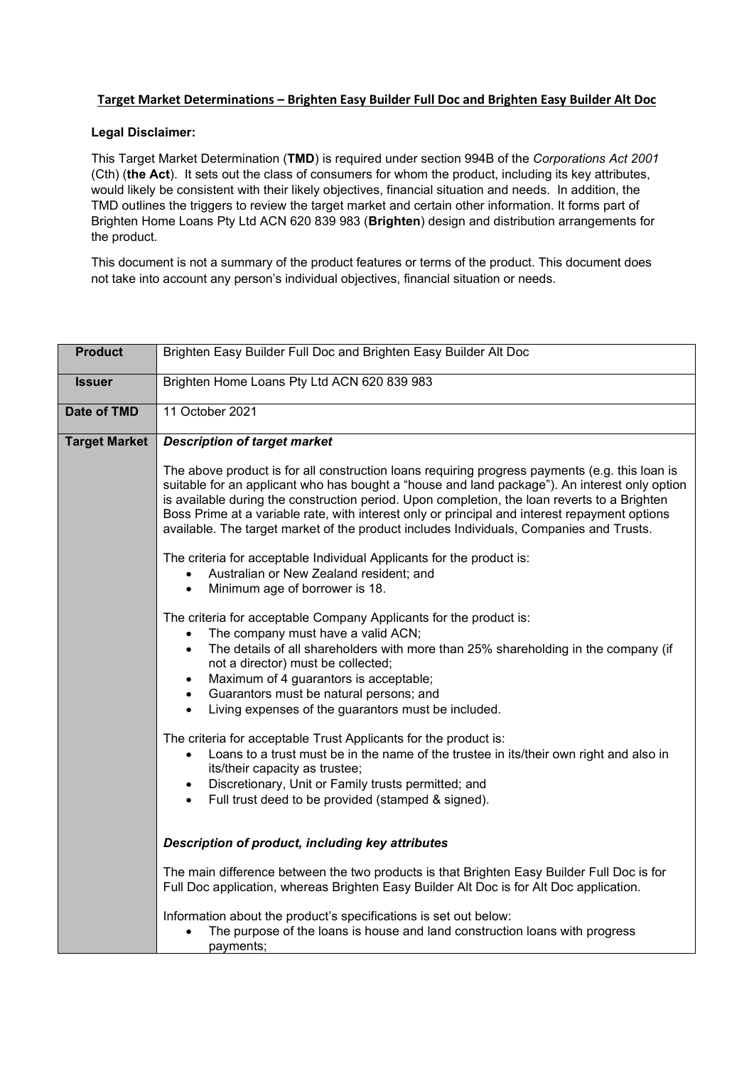# Target Market Determinations – Brighten Easy Builder Full Doc and Brighten Easy Builder Alt Doc

**Legal Disclaimer:**

This Target Market Determination (**TMD**) is required under section 994B of the *Corporations Act 2001* (Cth) (**the Act**). It sets out the class of consumers for whom the product, including its key attributes, would likely be consistent with their likely objectives, financial situation and needs. In addition, the TMD outlines the triggers to review the target market and certain other information. It forms part of Brighten Home Loans Pty Ltd ACN 620 839 983 (**Brighten**) design and distribution arrangements for the product.

This document is not a summary of the product features or terms of the product. This document does not take into account any person's individual objectives, financial situation or needs.

| | |
|---|---|
| **Product** | Brighten Easy Builder Full Doc and Brighten Easy Builder Alt Doc |
| **Issuer** | Brighten Home Loans Pty Ltd ACN 620 839 983 |
| **Date of TMD** | 11 October 2021 |
| **Target Market** | ***Description of target market***<br><br>The above product is for all construction loans requiring progress payments (e.g. this loan is suitable for an applicant who has bought a "house and land package"). An interest only option is available during the construction period. Upon completion, the loan reverts to a Brighten Boss Prime at a variable rate, with interest only or principal and interest repayment options available. The target market of the product includes Individuals, Companies and Trusts.<br><br>The criteria for acceptable Individual Applicants for the product is:<br>• Australian or New Zealand resident; and<br>• Minimum age of borrower is 18.<br><br>The criteria for acceptable Company Applicants for the product is:<br>• The company must have a valid ACN;<br>• The details of all shareholders with more than 25% shareholding in the company (if not a director) must be collected;<br>• Maximum of 4 guarantors is acceptable;<br>• Guarantors must be natural persons; and<br>• Living expenses of the guarantors must be included.<br><br>The criteria for acceptable Trust Applicants for the product is:<br>• Loans to a trust must be in the name of the trustee in its/their own right and also in its/their capacity as trustee;<br>• Discretionary, Unit or Family trusts permitted; and<br>• Full trust deed to be provided (stamped & signed).<br><br>***Description of product, including key attributes***<br><br>The main difference between the two products is that Brighten Easy Builder Full Doc is for Full Doc application, whereas Brighten Easy Builder Alt Doc is for Alt Doc application.<br><br>Information about the product's specifications is set out below:<br>• The purpose of the loans is house and land construction loans with progress payments; |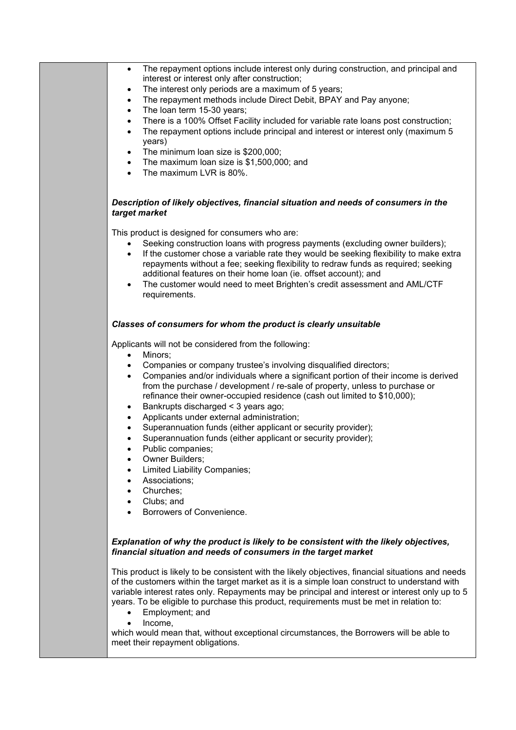- The repayment options include interest only during construction, and principal and interest or interest only after construction;
- The interest only periods are a maximum of 5 years;
- The repayment methods include Direct Debit, BPAY and Pay anyone;
- The loan term 15-30 years;
- There is a 100% Offset Facility included for variable rate loans post construction;
- The repayment options include principal and interest or interest only (maximum 5 years)
- The minimum loan size is $200,000;
- The maximum loan size is $1,500,000; and
- The maximum LVR is 80%.

***Description of likely objectives, financial situation and needs of consumers in the target market***

This product is designed for consumers who are:

- Seeking construction loans with progress payments (excluding owner builders);
- If the customer chose a variable rate they would be seeking flexibility to make extra repayments without a fee; seeking flexibility to redraw funds as required; seeking additional features on their home loan (ie. offset account); and
- The customer would need to meet Brighten's credit assessment and AML/CTF requirements.

***Classes of consumers for whom the product is clearly unsuitable***

Applicants will not be considered from the following:

- Minors;
- Companies or company trustee's involving disqualified directors;
- Companies and/or individuals where a significant portion of their income is derived from the purchase / development / re-sale of property, unless to purchase or refinance their owner-occupied residence (cash out limited to $10,000);
- Bankrupts discharged < 3 years ago;
- Applicants under external administration;
- Superannuation funds (either applicant or security provider);
- Superannuation funds (either applicant or security provider);
- Public companies;
- Owner Builders;
- Limited Liability Companies;
- Associations;
- Churches;
- Clubs; and
- Borrowers of Convenience.

***Explanation of why the product is likely to be consistent with the likely objectives, financial situation and needs of consumers in the target market***

This product is likely to be consistent with the likely objectives, financial situations and needs of the customers within the target market as it is a simple loan construct to understand with variable interest rates only. Repayments may be principal and interest or interest only up to 5 years. To be eligible to purchase this product, requirements must be met in relation to:

- Employment; and
- Income,

which would mean that, without exceptional circumstances, the Borrowers will be able to meet their repayment obligations.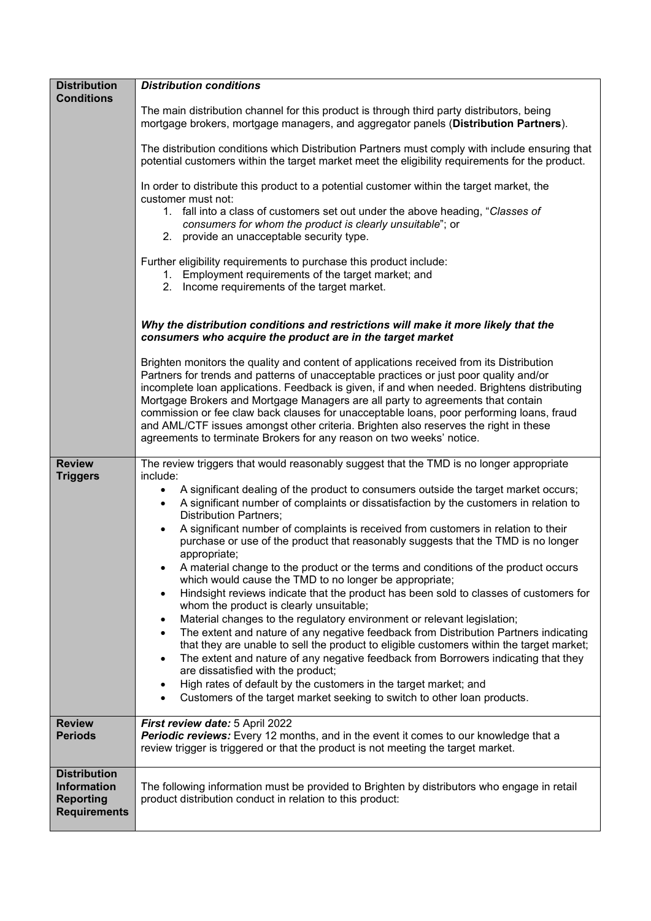| | |
|---|---|
| **Distribution Conditions** | ***Distribution conditions***<br><br>The main distribution channel for this product is through third party distributors, being mortgage brokers, mortgage managers, and aggregator panels (**Distribution Partners**).<br><br>The distribution conditions which Distribution Partners must comply with include ensuring that potential customers within the target market meet the eligibility requirements for the product.<br><br>In order to distribute this product to a potential customer within the target market, the customer must not:<br>1. fall into a class of customers set out under the above heading, "*Classes of consumers for whom the product is clearly unsuitable*"; or<br>2. provide an unacceptable security type.<br><br>Further eligibility requirements to purchase this product include:<br>1. Employment requirements of the target market; and<br>2. Income requirements of the target market.<br><br>***Why the distribution conditions and restrictions will make it more likely that the consumers who acquire the product are in the target market***<br><br>Brighten monitors the quality and content of applications received from its Distribution Partners for trends and patterns of unacceptable practices or just poor quality and/or incomplete loan applications. Feedback is given, if and when needed. Brightens distributing Mortgage Brokers and Mortgage Managers are all party to agreements that contain commission or fee claw back clauses for unacceptable loans, poor performing loans, fraud and AML/CTF issues amongst other criteria. Brighten also reserves the right in these agreements to terminate Brokers for any reason on two weeks' notice. |
| **Review Triggers** | The review triggers that would reasonably suggest that the TMD is no longer appropriate include:<br>• A significant dealing of the product to consumers outside the target market occurs;<br>• A significant number of complaints or dissatisfaction by the customers in relation to Distribution Partners;<br>• A significant number of complaints is received from customers in relation to their purchase or use of the product that reasonably suggests that the TMD is no longer appropriate;<br>• A material change to the product or the terms and conditions of the product occurs which would cause the TMD to no longer be appropriate;<br>• Hindsight reviews indicate that the product has been sold to classes of customers for whom the product is clearly unsuitable;<br>• Material changes to the regulatory environment or relevant legislation;<br>• The extent and nature of any negative feedback from Distribution Partners indicating that they are unable to sell the product to eligible customers within the target market;<br>• The extent and nature of any negative feedback from Borrowers indicating that they are dissatisfied with the product;<br>• High rates of default by the customers in the target market; and<br>• Customers of the target market seeking to switch to other loan products. |
| **Review Periods** | ***First review date:*** 5 April 2022<br>***Periodic reviews:*** Every 12 months, and in the event it comes to our knowledge that a review trigger is triggered or that the product is not meeting the target market. |
| **Distribution Information Reporting Requirements** | The following information must be provided to Brighten by distributors who engage in retail product distribution conduct in relation to this product: |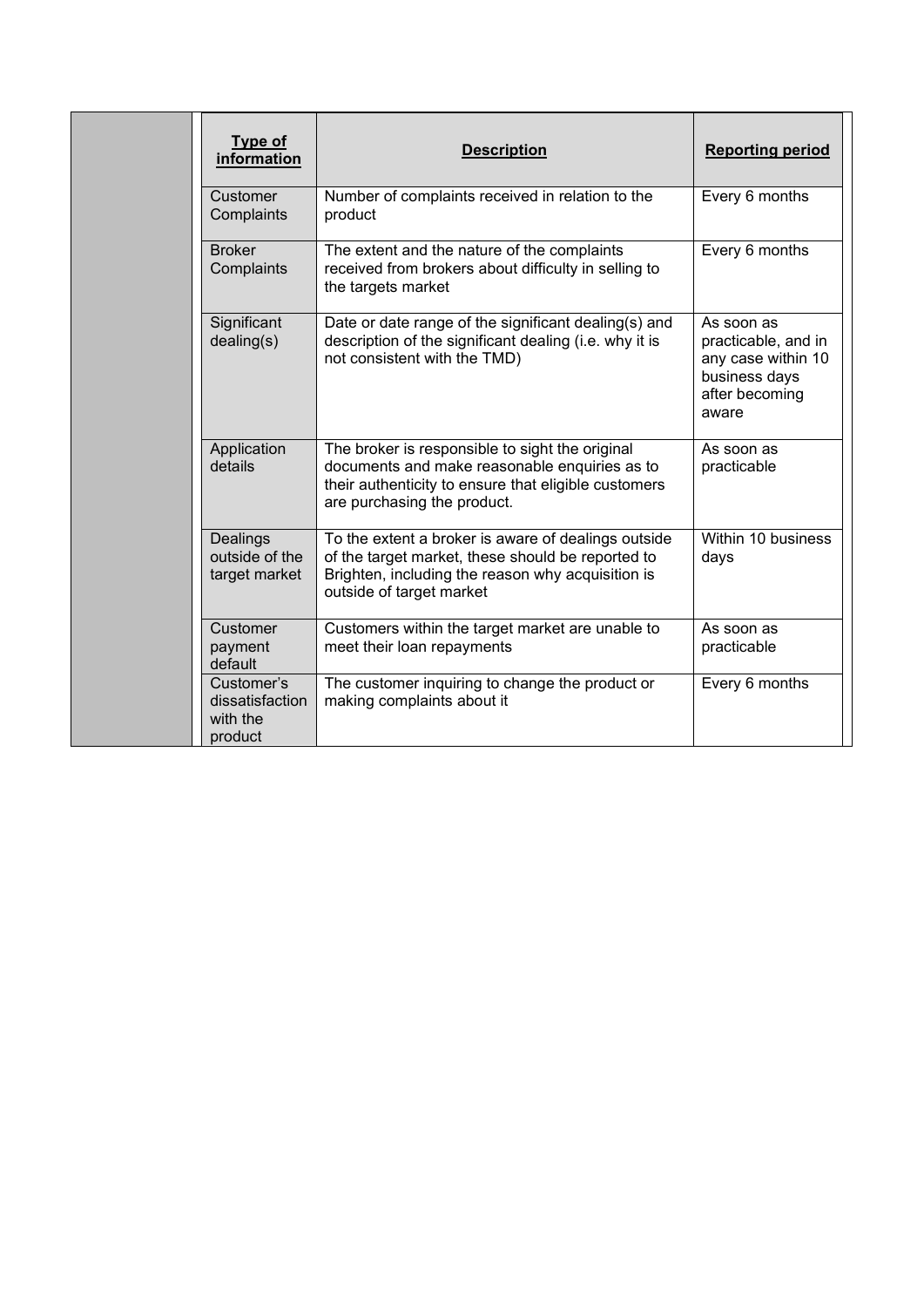| Type of information | Description | Reporting period |
| --- | --- | --- |
| Customer Complaints | Number of complaints received in relation to the product | Every 6 months |
| Broker Complaints | The extent and the nature of the complaints received from brokers about difficulty in selling to the targets market | Every 6 months |
| Significant dealing(s) | Date or date range of the significant dealing(s) and description of the significant dealing (i.e. why it is not consistent with the TMD) | As soon as practicable, and in any case within 10 business days after becoming aware |
| Application details | The broker is responsible to sight the original documents and make reasonable enquiries as to their authenticity to ensure that eligible customers are purchasing the product. | As soon as practicable |
| Dealings outside of the target market | To the extent a broker is aware of dealings outside of the target market, these should be reported to Brighten, including the reason why acquisition is outside of target market | Within 10 business days |
| Customer payment default | Customers within the target market are unable to meet their loan repayments | As soon as practicable |
| Customer's dissatisfaction with the product | The customer inquiring to change the product or making complaints about it | Every 6 months |